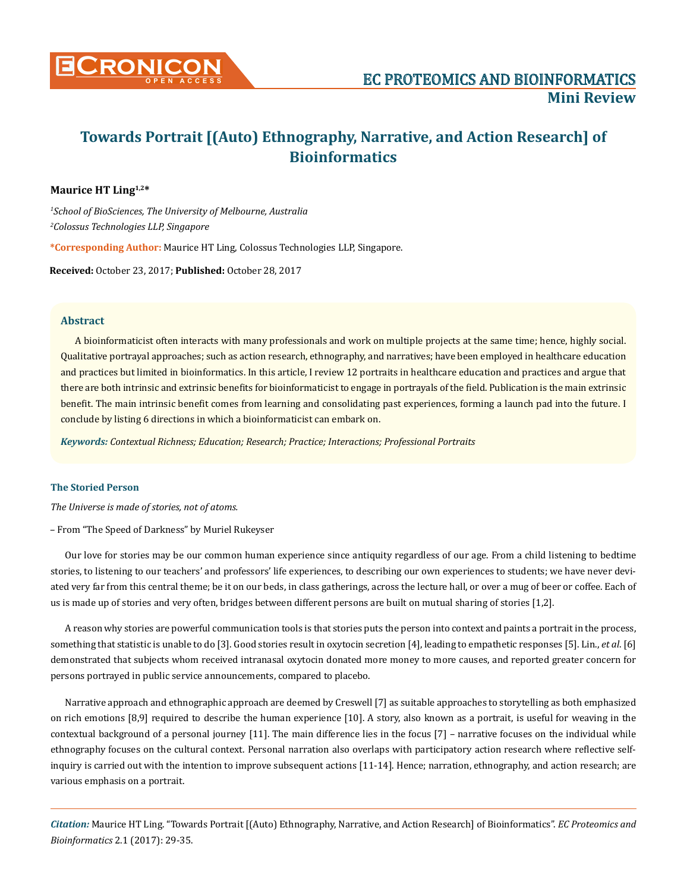# Towards Portrait [(Auto) Ethnography, Narrative, and Action Research] of Bioinformatics

**Maurice HT Ling**[1,2]*

*[1]School of BioSciences, The University of Melbourne, Australia*

*[2]Colossus Technologies LLP, Singapore*

***Corresponding Author:** Maurice HT Ling, Colossus Technologies LLP, Singapore.

**Received:** October 23, 2017; **Published:** October 28, 2017

## Abstract

A bioinformaticist often interacts with many professionals and work on multiple projects at the same time; hence, highly social. Qualitative portrayal approaches; such as action research, ethnography, and narratives; have been employed in healthcare education and practices but limited in bioinformatics. In this article, I review 12 portraits in healthcare education and practices and argue that there are both intrinsic and extrinsic benefits for bioinformaticist to engage in portrayals of the field. Publication is the main extrinsic benefit. The main intrinsic benefit comes from learning and consolidating past experiences, forming a launch pad into the future. I conclude by listing 6 directions in which a bioinformaticist can embark on.

***Keywords:** Contextual Richness; Education; Research; Practice; Interactions; Professional Portraits*

## The Storied Person

*The Universe is made of stories, not of atoms.*

– From "The Speed of Darkness" by Muriel Rukeyser

Our love for stories may be our common human experience since antiquity regardless of our age. From a child listening to bedtime stories, to listening to our teachers' and professors' life experiences, to describing our own experiences to students; we have never deviated very far from this central theme; be it on our beds, in class gatherings, across the lecture hall, or over a mug of beer or coffee. Each of us is made up of stories and very often, bridges between different persons are built on mutual sharing of stories [1,2].

A reason why stories are powerful communication tools is that stories puts the person into context and paints a portrait in the process, something that statistic is unable to do [3]. Good stories result in oxytocin secretion [4], leading to empathetic responses [5]. Lin., *et al*. [6] demonstrated that subjects whom received intranasal oxytocin donated more money to more causes, and reported greater concern for persons portrayed in public service announcements, compared to placebo.

Narrative approach and ethnographic approach are deemed by Creswell [7] as suitable approaches to storytelling as both emphasized on rich emotions [8,9] required to describe the human experience [10]. A story, also known as a portrait, is useful for weaving in the contextual background of a personal journey [11]. The main difference lies in the focus [7] – narrative focuses on the individual while ethnography focuses on the cultural context. Personal narration also overlaps with participatory action research where reflective self-inquiry is carried out with the intention to improve subsequent actions [11-14]. Hence; narration, ethnography, and action research; are various emphasis on a portrait.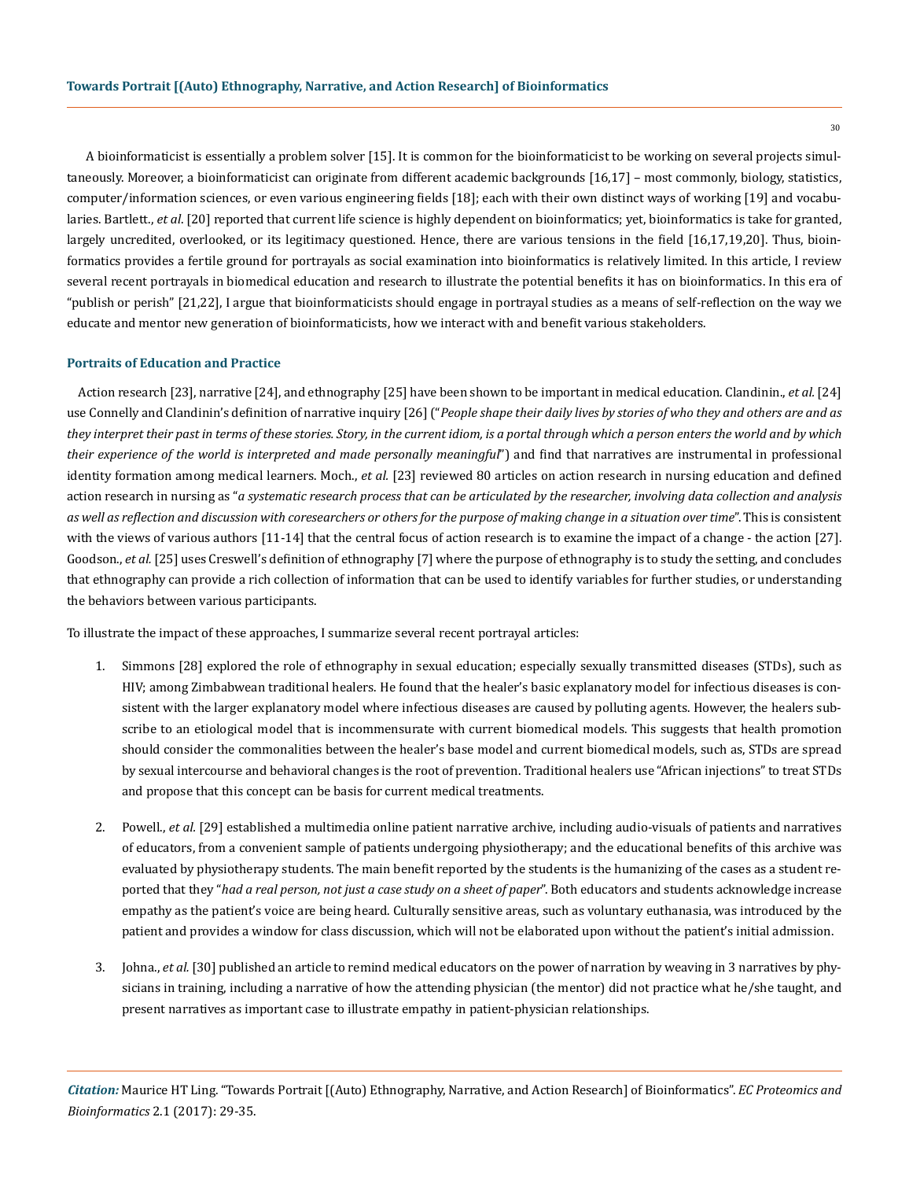A bioinformaticist is essentially a problem solver [15]. It is common for the bioinformaticist to be working on several projects simultaneously. Moreover, a bioinformaticist can originate from different academic backgrounds [16,17] – most commonly, biology, statistics, computer/information sciences, or even various engineering fields [18]; each with their own distinct ways of working [19] and vocabularies. Bartlett., *et al*. [20] reported that current life science is highly dependent on bioinformatics; yet, bioinformatics is take for granted, largely uncredited, overlooked, or its legitimacy questioned. Hence, there are various tensions in the field [16,17,19,20]. Thus, bioinformatics provides a fertile ground for portrayals as social examination into bioinformatics is relatively limited. In this article, I review several recent portrayals in biomedical education and research to illustrate the potential benefits it has on bioinformatics. In this era of "publish or perish" [21,22], I argue that bioinformaticists should engage in portrayal studies as a means of self-reflection on the way we educate and mentor new generation of bioinformaticists, how we interact with and benefit various stakeholders.

## Portraits of Education and Practice

Action research [23], narrative [24], and ethnography [25] have been shown to be important in medical education. Clandinin., *et al*. [24] use Connelly and Clandinin's definition of narrative inquiry [26] ("*People shape their daily lives by stories of who they and others are and as they interpret their past in terms of these stories. Story, in the current idiom, is a portal through which a person enters the world and by which their experience of the world is interpreted and made personally meaningful*") and find that narratives are instrumental in professional identity formation among medical learners. Moch., *et al.* [23] reviewed 80 articles on action research in nursing education and defined action research in nursing as "*a systematic research process that can be articulated by the researcher, involving data collection and analysis as well as reflection and discussion with coresearchers or others for the purpose of making change in a situation over time*". This is consistent with the views of various authors [11-14] that the central focus of action research is to examine the impact of a change - the action [27]. Goodson., *et al.* [25] uses Creswell's definition of ethnography [7] where the purpose of ethnography is to study the setting, and concludes that ethnography can provide a rich collection of information that can be used to identify variables for further studies, or understanding the behaviors between various participants.

To illustrate the impact of these approaches, I summarize several recent portrayal articles:

1. Simmons [28] explored the role of ethnography in sexual education; especially sexually transmitted diseases (STDs), such as HIV; among Zimbabwean traditional healers. He found that the healer's basic explanatory model for infectious diseases is consistent with the larger explanatory model where infectious diseases are caused by polluting agents. However, the healers subscribe to an etiological model that is incommensurate with current biomedical models. This suggests that health promotion should consider the commonalities between the healer's base model and current biomedical models, such as, STDs are spread by sexual intercourse and behavioral changes is the root of prevention. Traditional healers use "African injections" to treat STDs and propose that this concept can be basis for current medical treatments.

2. Powell., *et al.* [29] established a multimedia online patient narrative archive, including audio-visuals of patients and narratives of educators, from a convenient sample of patients undergoing physiotherapy; and the educational benefits of this archive was evaluated by physiotherapy students. The main benefit reported by the students is the humanizing of the cases as a student reported that they "*had a real person, not just a case study on a sheet of paper*". Both educators and students acknowledge increase empathy as the patient's voice are being heard. Culturally sensitive areas, such as voluntary euthanasia, was introduced by the patient and provides a window for class discussion, which will not be elaborated upon without the patient's initial admission.

3. Johna., *et al.* [30] published an article to remind medical educators on the power of narration by weaving in 3 narratives by physicians in training, including a narrative of how the attending physician (the mentor) did not practice what he/she taught, and present narratives as important case to illustrate empathy in patient-physician relationships.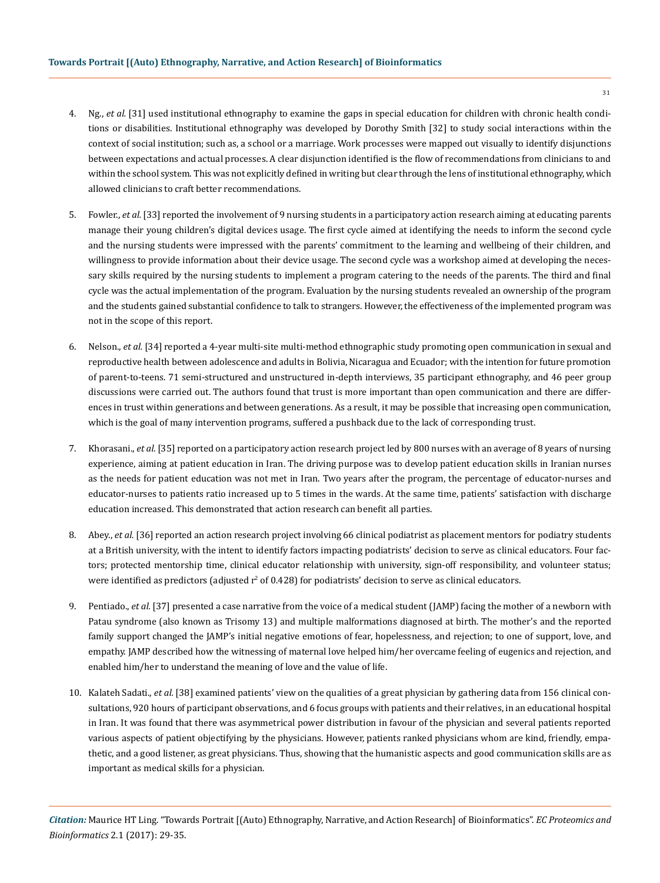4. Ng., *et al.* [31] used institutional ethnography to examine the gaps in special education for children with chronic health conditions or disabilities. Institutional ethnography was developed by Dorothy Smith [32] to study social interactions within the context of social institution; such as, a school or a marriage. Work processes were mapped out visually to identify disjunctions between expectations and actual processes. A clear disjunction identified is the flow of recommendations from clinicians to and within the school system. This was not explicitly defined in writing but clear through the lens of institutional ethnography, which allowed clinicians to craft better recommendations.

5. Fowler., *et al.* [33] reported the involvement of 9 nursing students in a participatory action research aiming at educating parents manage their young children's digital devices usage. The first cycle aimed at identifying the needs to inform the second cycle and the nursing students were impressed with the parents' commitment to the learning and wellbeing of their children, and willingness to provide information about their device usage. The second cycle was a workshop aimed at developing the necessary skills required by the nursing students to implement a program catering to the needs of the parents. The third and final cycle was the actual implementation of the program. Evaluation by the nursing students revealed an ownership of the program and the students gained substantial confidence to talk to strangers. However, the effectiveness of the implemented program was not in the scope of this report.

6. Nelson., *et al.* [34] reported a 4-year multi-site multi-method ethnographic study promoting open communication in sexual and reproductive health between adolescence and adults in Bolivia, Nicaragua and Ecuador; with the intention for future promotion of parent-to-teens. 71 semi-structured and unstructured in-depth interviews, 35 participant ethnography, and 46 peer group discussions were carried out. The authors found that trust is more important than open communication and there are differences in trust within generations and between generations. As a result, it may be possible that increasing open communication, which is the goal of many intervention programs, suffered a pushback due to the lack of corresponding trust.

7. Khorasani., *et al.* [35] reported on a participatory action research project led by 800 nurses with an average of 8 years of nursing experience, aiming at patient education in Iran. The driving purpose was to develop patient education skills in Iranian nurses as the needs for patient education was not met in Iran. Two years after the program, the percentage of educator-nurses and educator-nurses to patients ratio increased up to 5 times in the wards. At the same time, patients' satisfaction with discharge education increased. This demonstrated that action research can benefit all parties.

8. Abey., *et al.* [36] reported an action research project involving 66 clinical podiatrist as placement mentors for podiatry students at a British university, with the intent to identify factors impacting podiatrists' decision to serve as clinical educators. Four factors; protected mentorship time, clinical educator relationship with university, sign-off responsibility, and volunteer status; were identified as predictors (adjusted $r^2$ of 0.428) for podiatrists' decision to serve as clinical educators.

9. Pentiado., *et al.* [37] presented a case narrative from the voice of a medical student (JAMP) facing the mother of a newborn with Patau syndrome (also known as Trisomy 13) and multiple malformations diagnosed at birth. The mother's and the reported family support changed the JAMP's initial negative emotions of fear, hopelessness, and rejection; to one of support, love, and empathy. JAMP described how the witnessing of maternal love helped him/her overcame feeling of eugenics and rejection, and enabled him/her to understand the meaning of love and the value of life.

10. Kalateh Sadati., *et al.* [38] examined patients' view on the qualities of a great physician by gathering data from 156 clinical consultations, 920 hours of participant observations, and 6 focus groups with patients and their relatives, in an educational hospital in Iran. It was found that there was asymmetrical power distribution in favour of the physician and several patients reported various aspects of patient objectifying by the physicians. However, patients ranked physicians whom are kind, friendly, empathetic, and a good listener, as great physicians. Thus, showing that the humanistic aspects and good communication skills are as important as medical skills for a physician.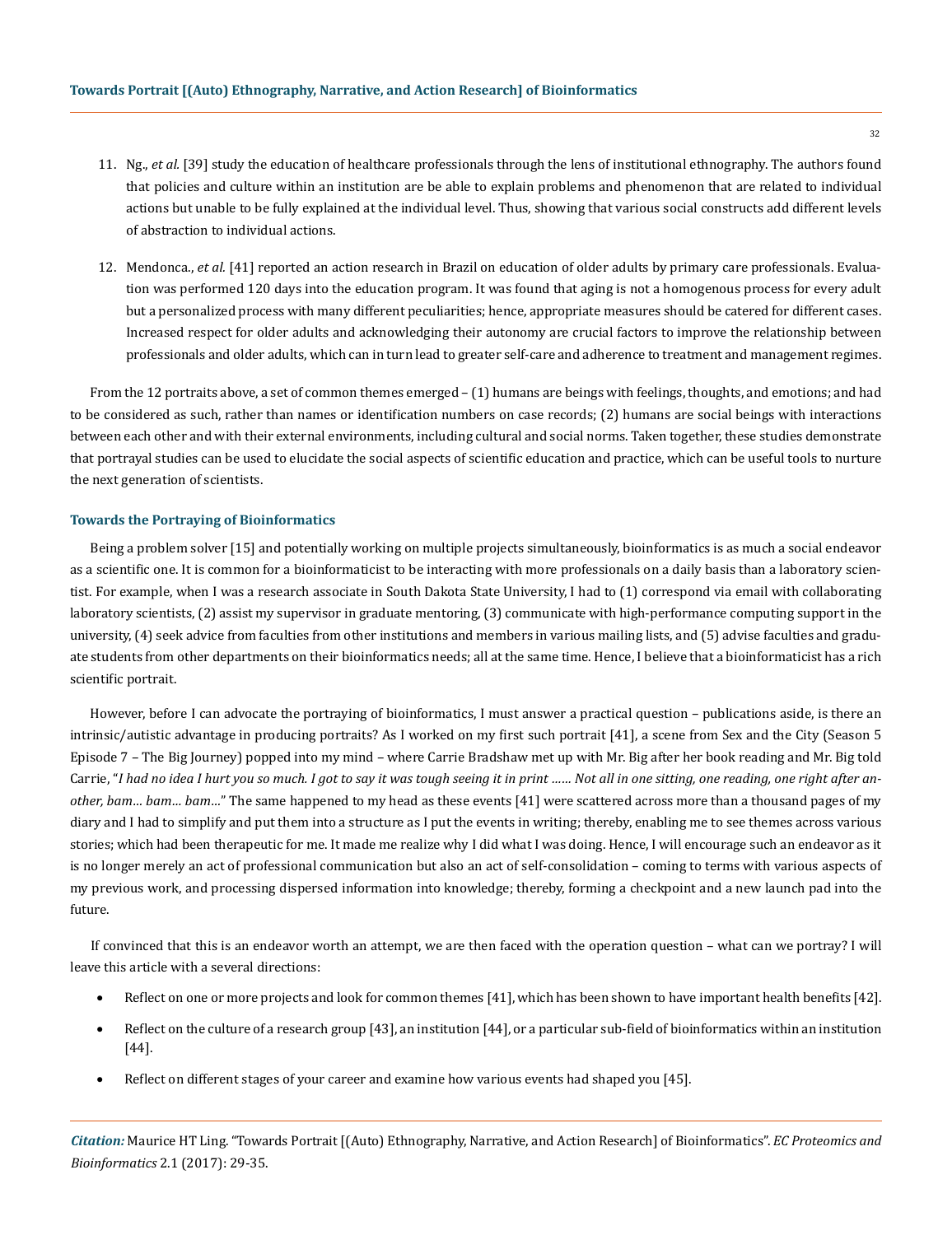11. Ng., *et al.* [39] study the education of healthcare professionals through the lens of institutional ethnography. The authors found that policies and culture within an institution are be able to explain problems and phenomenon that are related to individual actions but unable to be fully explained at the individual level. Thus, showing that various social constructs add different levels of abstraction to individual actions.

12. Mendonca., *et al.* [41] reported an action research in Brazil on education of older adults by primary care professionals. Evaluation was performed 120 days into the education program. It was found that aging is not a homogenous process for every adult but a personalized process with many different peculiarities; hence, appropriate measures should be catered for different cases. Increased respect for older adults and acknowledging their autonomy are crucial factors to improve the relationship between professionals and older adults, which can in turn lead to greater self-care and adherence to treatment and management regimes.

From the 12 portraits above, a set of common themes emerged – (1) humans are beings with feelings, thoughts, and emotions; and had to be considered as such, rather than names or identification numbers on case records; (2) humans are social beings with interactions between each other and with their external environments, including cultural and social norms. Taken together, these studies demonstrate that portrayal studies can be used to elucidate the social aspects of scientific education and practice, which can be useful tools to nurture the next generation of scientists.

### Towards the Portraying of Bioinformatics

Being a problem solver [15] and potentially working on multiple projects simultaneously, bioinformatics is as much a social endeavor as a scientific one. It is common for a bioinformaticist to be interacting with more professionals on a daily basis than a laboratory scientist. For example, when I was a research associate in South Dakota State University, I had to (1) correspond via email with collaborating laboratory scientists, (2) assist my supervisor in graduate mentoring, (3) communicate with high-performance computing support in the university, (4) seek advice from faculties from other institutions and members in various mailing lists, and (5) advise faculties and graduate students from other departments on their bioinformatics needs; all at the same time. Hence, I believe that a bioinformaticist has a rich scientific portrait.

However, before I can advocate the portraying of bioinformatics, I must answer a practical question – publications aside, is there an intrinsic/autistic advantage in producing portraits? As I worked on my first such portrait [41], a scene from Sex and the City (Season 5 Episode 7 – The Big Journey) popped into my mind – where Carrie Bradshaw met up with Mr. Big after her book reading and Mr. Big told Carrie, "*I had no idea I hurt you so much. I got to say it was tough seeing it in print …… Not all in one sitting, one reading, one right after another, bam… bam… bam…*" The same happened to my head as these events [41] were scattered across more than a thousand pages of my diary and I had to simplify and put them into a structure as I put the events in writing; thereby, enabling me to see themes across various stories; which had been therapeutic for me. It made me realize why I did what I was doing. Hence, I will encourage such an endeavor as it is no longer merely an act of professional communication but also an act of self-consolidation – coming to terms with various aspects of my previous work, and processing dispersed information into knowledge; thereby, forming a checkpoint and a new launch pad into the future.

If convinced that this is an endeavor worth an attempt, we are then faced with the operation question – what can we portray? I will leave this article with a several directions:

- Reflect on one or more projects and look for common themes [41], which has been shown to have important health benefits [42].
- Reflect on the culture of a research group [43], an institution [44], or a particular sub-field of bioinformatics within an institution [44].
- Reflect on different stages of your career and examine how various events had shaped you [45].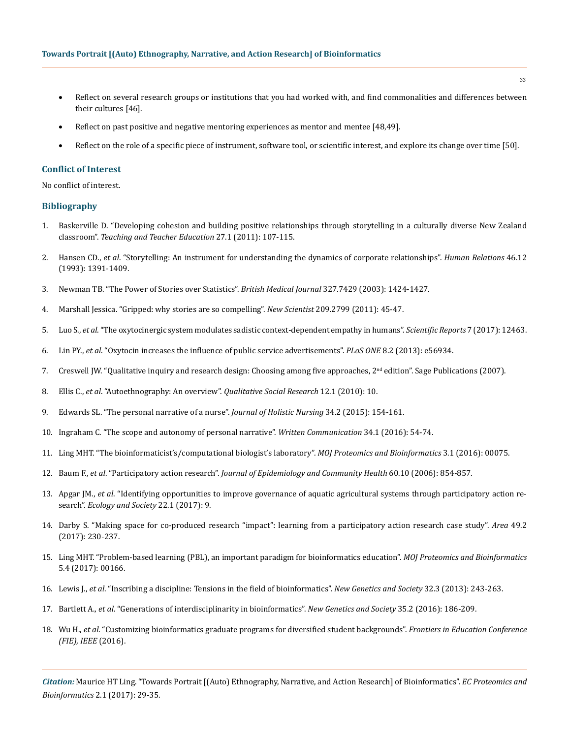- Reflect on several research groups or institutions that you had worked with, and find commonalities and differences between their cultures [46].
- Reflect on past positive and negative mentoring experiences as mentor and mentee [48,49].
- Reflect on the role of a specific piece of instrument, software tool, or scientific interest, and explore its change over time [50].

## Conflict of Interest

No conflict of interest.

## Bibliography

1. Baskerville D. "Developing cohesion and building positive relationships through storytelling in a culturally diverse New Zealand classroom". *Teaching and Teacher Education* 27.1 (2011): 107-115.
2. Hansen CD., *et al*. "Storytelling: An instrument for understanding the dynamics of corporate relationships". *Human Relations* 46.12 (1993): 1391-1409.
3. Newman TB. "The Power of Stories over Statistics". *British Medical Journal* 327.7429 (2003): 1424-1427.
4. Marshall Jessica. "Gripped: why stories are so compelling". *New Scientist* 209.2799 (2011): 45-47.
5. Luo S., *et al*. "The oxytocinergic system modulates sadistic context-dependent empathy in humans". *Scientific Reports* 7 (2017): 12463.
6. Lin PY., *et al*. "Oxytocin increases the influence of public service advertisements". *PLoS ONE* 8.2 (2013): e56934.
7. Creswell JW. "Qualitative inquiry and research design: Choosing among five approaches, 2nd edition". Sage Publications (2007).
8. Ellis C., *et al*. "Autoethnography: An overview". *Qualitative Social Research* 12.1 (2010): 10.
9. Edwards SL. "The personal narrative of a nurse". *Journal of Holistic Nursing* 34.2 (2015): 154-161.
10. Ingraham C. "The scope and autonomy of personal narrative". *Written Communication* 34.1 (2016): 54-74.
11. Ling MHT. "The bioinformaticist's/computational biologist's laboratory". *MOJ Proteomics and Bioinformatics* 3.1 (2016): 00075.
12. Baum F., *et al*. "Participatory action research". *Journal of Epidemiology and Community Health* 60.10 (2006): 854-857.
13. Apgar JM., *et al*. "Identifying opportunities to improve governance of aquatic agricultural systems through participatory action research". *Ecology and Society* 22.1 (2017): 9.
14. Darby S. "Making space for co-produced research "impact": learning from a participatory action research case study". *Area* 49.2 (2017): 230-237.
15. Ling MHT. "Problem-based learning (PBL), an important paradigm for bioinformatics education". *MOJ Proteomics and Bioinformatics* 5.4 (2017): 00166.
16. Lewis J., *et al*. "Inscribing a discipline: Tensions in the field of bioinformatics". *New Genetics and Society* 32.3 (2013): 243-263.
17. Bartlett A., *et al*. "Generations of interdisciplinarity in bioinformatics". *New Genetics and Society* 35.2 (2016): 186-209.
18. Wu H., *et al*. "Customizing bioinformatics graduate programs for diversified student backgrounds". *Frontiers in Education Conference (FIE), IEEE* (2016).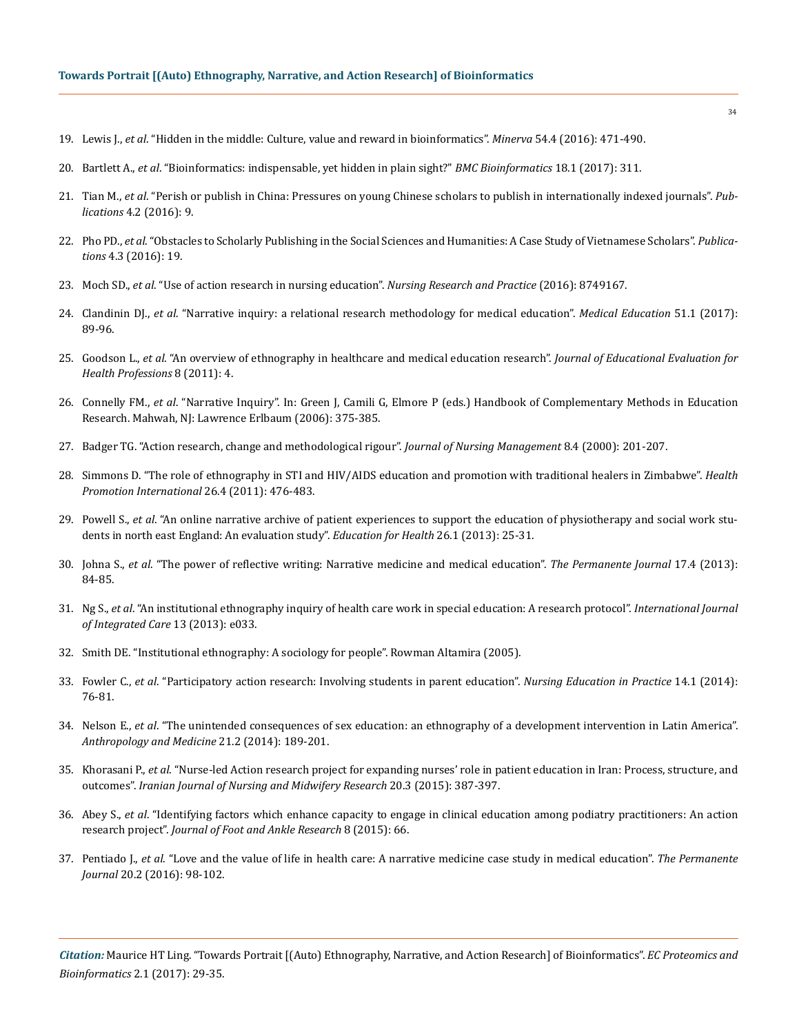19. Lewis J., *et al*. "Hidden in the middle: Culture, value and reward in bioinformatics". *Minerva* 54.4 (2016): 471-490.

20. Bartlett A., *et al*. "Bioinformatics: indispensable, yet hidden in plain sight?" *BMC Bioinformatics* 18.1 (2017): 311.

21. Tian M., *et al*. "Perish or publish in China: Pressures on young Chinese scholars to publish in internationally indexed journals". *Publications* 4.2 (2016): 9.

22. Pho PD., *et al*. "Obstacles to Scholarly Publishing in the Social Sciences and Humanities: A Case Study of Vietnamese Scholars". *Publications* 4.3 (2016): 19.

23. Moch SD., *et al*. "Use of action research in nursing education". *Nursing Research and Practice* (2016): 8749167.

24. Clandinin DJ., *et al*. "Narrative inquiry: a relational research methodology for medical education". *Medical Education* 51.1 (2017): 89-96.

25. Goodson L., *et al*. "An overview of ethnography in healthcare and medical education research". *Journal of Educational Evaluation for Health Professions* 8 (2011): 4.

26. Connelly FM., *et al*. "Narrative Inquiry". In: Green J, Camili G, Elmore P (eds.) Handbook of Complementary Methods in Education Research. Mahwah, NJ: Lawrence Erlbaum (2006): 375-385.

27. Badger TG. "Action research, change and methodological rigour". *Journal of Nursing Management* 8.4 (2000): 201-207.

28. Simmons D. "The role of ethnography in STI and HIV/AIDS education and promotion with traditional healers in Zimbabwe". *Health Promotion International* 26.4 (2011): 476-483.

29. Powell S., *et al*. "An online narrative archive of patient experiences to support the education of physiotherapy and social work students in north east England: An evaluation study". *Education for Health* 26.1 (2013): 25-31.

30. Johna S., *et al*. "The power of reflective writing: Narrative medicine and medical education". *The Permanente Journal* 17.4 (2013): 84-85.

31. Ng S., *et al*. "An institutional ethnography inquiry of health care work in special education: A research protocol". *International Journal of Integrated Care* 13 (2013): e033.

32. Smith DE. "Institutional ethnography: A sociology for people". Rowman Altamira (2005).

33. Fowler C., *et al*. "Participatory action research: Involving students in parent education". *Nursing Education in Practice* 14.1 (2014): 76-81.

34. Nelson E., *et al*. "The unintended consequences of sex education: an ethnography of a development intervention in Latin America". *Anthropology and Medicine* 21.2 (2014): 189-201.

35. Khorasani P., *et al*. "Nurse-led Action research project for expanding nurses' role in patient education in Iran: Process, structure, and outcomes". *Iranian Journal of Nursing and Midwifery Research* 20.3 (2015): 387-397.

36. Abey S., *et al*. "Identifying factors which enhance capacity to engage in clinical education among podiatry practitioners: An action research project". *Journal of Foot and Ankle Research* 8 (2015): 66.

37. Pentiado J., *et al*. "Love and the value of life in health care: A narrative medicine case study in medical education". *The Permanente Journal* 20.2 (2016): 98-102.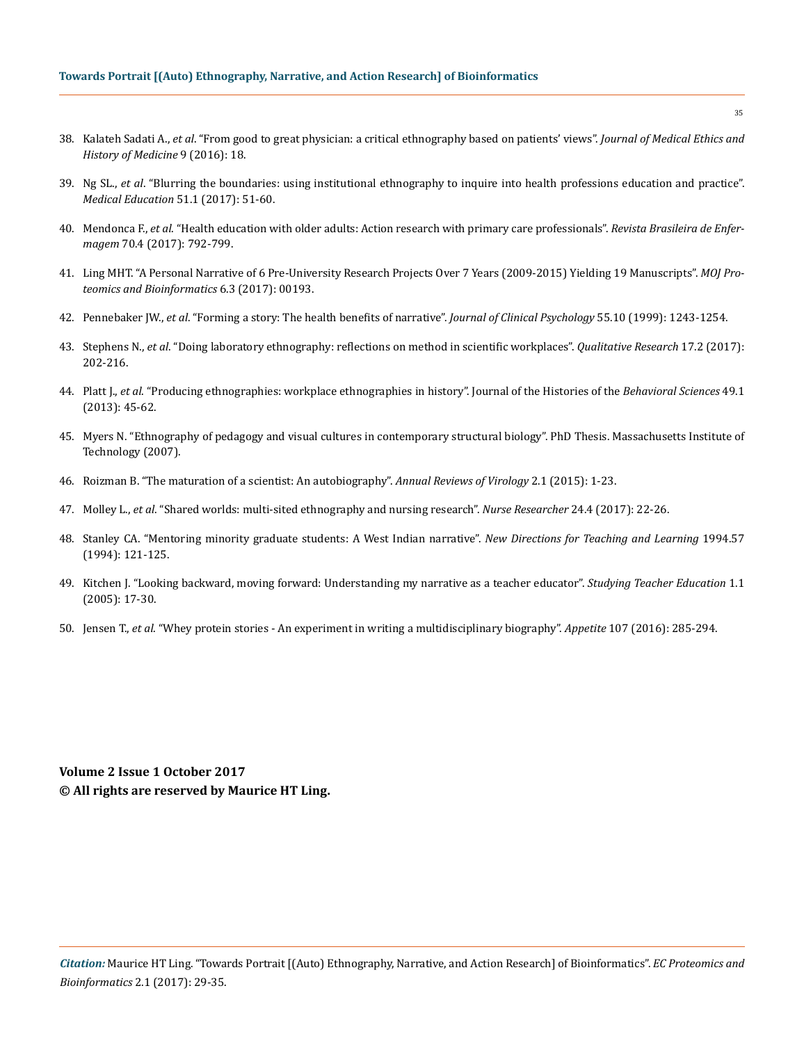38. Kalateh Sadati A., *et al*. "From good to great physician: a critical ethnography based on patients' views". *Journal of Medical Ethics and History of Medicine* 9 (2016): 18.

39. Ng SL., *et al*. "Blurring the boundaries: using institutional ethnography to inquire into health professions education and practice". *Medical Education* 51.1 (2017): 51-60.

40. Mendonca F., *et al*. "Health education with older adults: Action research with primary care professionals". *Revista Brasileira de Enfermagem* 70.4 (2017): 792-799.

41. Ling MHT. "A Personal Narrative of 6 Pre-University Research Projects Over 7 Years (2009-2015) Yielding 19 Manuscripts". *MOJ Proteomics and Bioinformatics* 6.3 (2017): 00193.

42. Pennebaker JW., *et al*. "Forming a story: The health benefits of narrative". *Journal of Clinical Psychology* 55.10 (1999): 1243-1254.

43. Stephens N., *et al*. "Doing laboratory ethnography: reflections on method in scientific workplaces". *Qualitative Research* 17.2 (2017): 202-216.

44. Platt J., *et al*. "Producing ethnographies: workplace ethnographies in history". Journal of the Histories of the *Behavioral Sciences* 49.1 (2013): 45-62.

45. Myers N. "Ethnography of pedagogy and visual cultures in contemporary structural biology". PhD Thesis. Massachusetts Institute of Technology (2007).

46. Roizman B. "The maturation of a scientist: An autobiography". *Annual Reviews of Virology* 2.1 (2015): 1-23.

47. Molley L., *et al*. "Shared worlds: multi-sited ethnography and nursing research". *Nurse Researcher* 24.4 (2017): 22-26.

48. Stanley CA. "Mentoring minority graduate students: A West Indian narrative". *New Directions for Teaching and Learning* 1994.57 (1994): 121-125.

49. Kitchen J. "Looking backward, moving forward: Understanding my narrative as a teacher educator". *Studying Teacher Education* 1.1 (2005): 17-30.

50. Jensen T., *et al*. "Whey protein stories - An experiment in writing a multidisciplinary biography". *Appetite* 107 (2016): 285-294.

**Volume 2 Issue 1 October 2017**
**© All rights are reserved by Maurice HT Ling.**